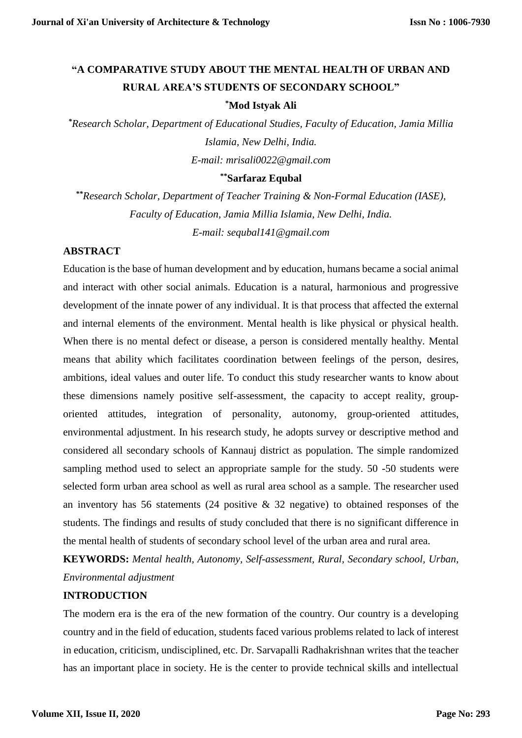# "A COMPARATIVE STUDY ABOUT THE MENTAL HEALTH OF URBAN AND RURAL AREA'S STUDENTS OF SECONDARY SCHOOL"

**[*]Mod Istyak Ali**

*[*]Research Scholar, Department of Educational Studies, Faculty of Education, Jamia Millia Islamia, New Delhi, India.*

*E-mail: mrisali0022@gmail.com*

**[**]Sarfaraz Equbal**

*[**]Research Scholar, Department of Teacher Training & Non-Formal Education (IASE), Faculty of Education, Jamia Millia Islamia, New Delhi, India.*

*E-mail: sequbal141@gmail.com*

## ABSTRACT

Education is the base of human development and by education, humans became a social animal and interact with other social animals. Education is a natural, harmonious and progressive development of the innate power of any individual. It is that process that affected the external and internal elements of the environment. Mental health is like physical or physical health. When there is no mental defect or disease, a person is considered mentally healthy. Mental means that ability which facilitates coordination between feelings of the person, desires, ambitions, ideal values and outer life. To conduct this study researcher wants to know about these dimensions namely positive self-assessment, the capacity to accept reality, group-oriented attitudes, integration of personality, autonomy, group-oriented attitudes, environmental adjustment. In his research study, he adopts survey or descriptive method and considered all secondary schools of Kannauj district as population. The simple randomized sampling method used to select an appropriate sample for the study. 50 -50 students were selected form urban area school as well as rural area school as a sample. The researcher used an inventory has 56 statements (24 positive & 32 negative) to obtained responses of the students. The findings and results of study concluded that there is no significant difference in the mental health of students of secondary school level of the urban area and rural area.

**KEYWORDS:** *Mental health, Autonomy, Self-assessment, Rural, Secondary school, Urban, Environmental adjustment*

## INTRODUCTION

The modern era is the era of the new formation of the country. Our country is a developing country and in the field of education, students faced various problems related to lack of interest in education, criticism, undisciplined, etc. Dr. Sarvapalli Radhakrishnan writes that the teacher has an important place in society. He is the center to provide technical skills and intellectual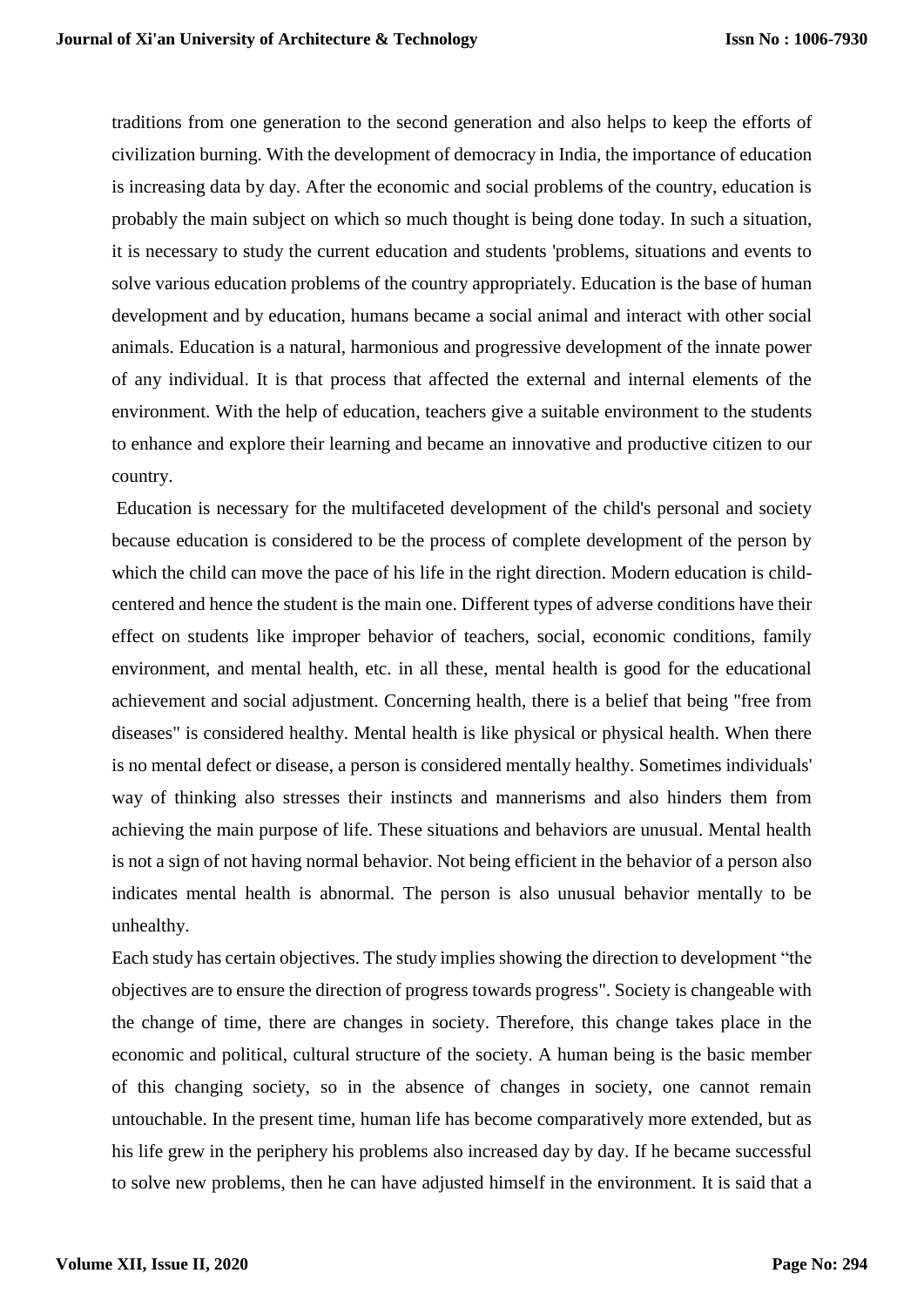traditions from one generation to the second generation and also helps to keep the efforts of civilization burning. With the development of democracy in India, the importance of education is increasing data by day. After the economic and social problems of the country, education is probably the main subject on which so much thought is being done today. In such a situation, it is necessary to study the current education and students 'problems, situations and events to solve various education problems of the country appropriately. Education is the base of human development and by education, humans became a social animal and interact with other social animals. Education is a natural, harmonious and progressive development of the innate power of any individual. It is that process that affected the external and internal elements of the environment. With the help of education, teachers give a suitable environment to the students to enhance and explore their learning and became an innovative and productive citizen to our country.

Education is necessary for the multifaceted development of the child's personal and society because education is considered to be the process of complete development of the person by which the child can move the pace of his life in the right direction. Modern education is child-centered and hence the student is the main one. Different types of adverse conditions have their effect on students like improper behavior of teachers, social, economic conditions, family environment, and mental health, etc. in all these, mental health is good for the educational achievement and social adjustment. Concerning health, there is a belief that being "free from diseases" is considered healthy. Mental health is like physical or physical health. When there is no mental defect or disease, a person is considered mentally healthy. Sometimes individuals' way of thinking also stresses their instincts and mannerisms and also hinders them from achieving the main purpose of life. These situations and behaviors are unusual. Mental health is not a sign of not having normal behavior. Not being efficient in the behavior of a person also indicates mental health is abnormal. The person is also unusual behavior mentally to be unhealthy.

Each study has certain objectives. The study implies showing the direction to development "the objectives are to ensure the direction of progress towards progress". Society is changeable with the change of time, there are changes in society. Therefore, this change takes place in the economic and political, cultural structure of the society. A human being is the basic member of this changing society, so in the absence of changes in society, one cannot remain untouchable. In the present time, human life has become comparatively more extended, but as his life grew in the periphery his problems also increased day by day. If he became successful to solve new problems, then he can have adjusted himself in the environment. It is said that a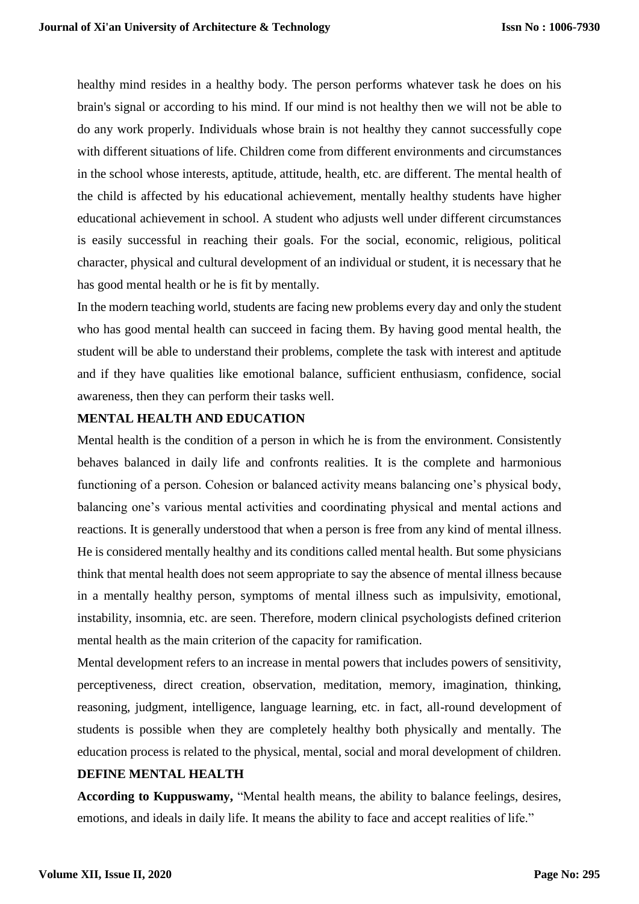healthy mind resides in a healthy body. The person performs whatever task he does on his brain's signal or according to his mind. If our mind is not healthy then we will not be able to do any work properly. Individuals whose brain is not healthy they cannot successfully cope with different situations of life. Children come from different environments and circumstances in the school whose interests, aptitude, attitude, health, etc. are different. The mental health of the child is affected by his educational achievement, mentally healthy students have higher educational achievement in school. A student who adjusts well under different circumstances is easily successful in reaching their goals. For the social, economic, religious, political character, physical and cultural development of an individual or student, it is necessary that he has good mental health or he is fit by mentally.

In the modern teaching world, students are facing new problems every day and only the student who has good mental health can succeed in facing them. By having good mental health, the student will be able to understand their problems, complete the task with interest and aptitude and if they have qualities like emotional balance, sufficient enthusiasm, confidence, social awareness, then they can perform their tasks well.

**MENTAL HEALTH AND EDUCATION**

Mental health is the condition of a person in which he is from the environment. Consistently behaves balanced in daily life and confronts realities. It is the complete and harmonious functioning of a person. Cohesion or balanced activity means balancing one's physical body, balancing one's various mental activities and coordinating physical and mental actions and reactions. It is generally understood that when a person is free from any kind of mental illness. He is considered mentally healthy and its conditions called mental health. But some physicians think that mental health does not seem appropriate to say the absence of mental illness because in a mentally healthy person, symptoms of mental illness such as impulsivity, emotional, instability, insomnia, etc. are seen. Therefore, modern clinical psychologists defined criterion mental health as the main criterion of the capacity for ramification.

Mental development refers to an increase in mental powers that includes powers of sensitivity, perceptiveness, direct creation, observation, meditation, memory, imagination, thinking, reasoning, judgment, intelligence, language learning, etc. in fact, all-round development of students is possible when they are completely healthy both physically and mentally. The education process is related to the physical, mental, social and moral development of children.

**DEFINE MENTAL HEALTH**

**According to Kuppuswamy,** "Mental health means, the ability to balance feelings, desires, emotions, and ideals in daily life. It means the ability to face and accept realities of life."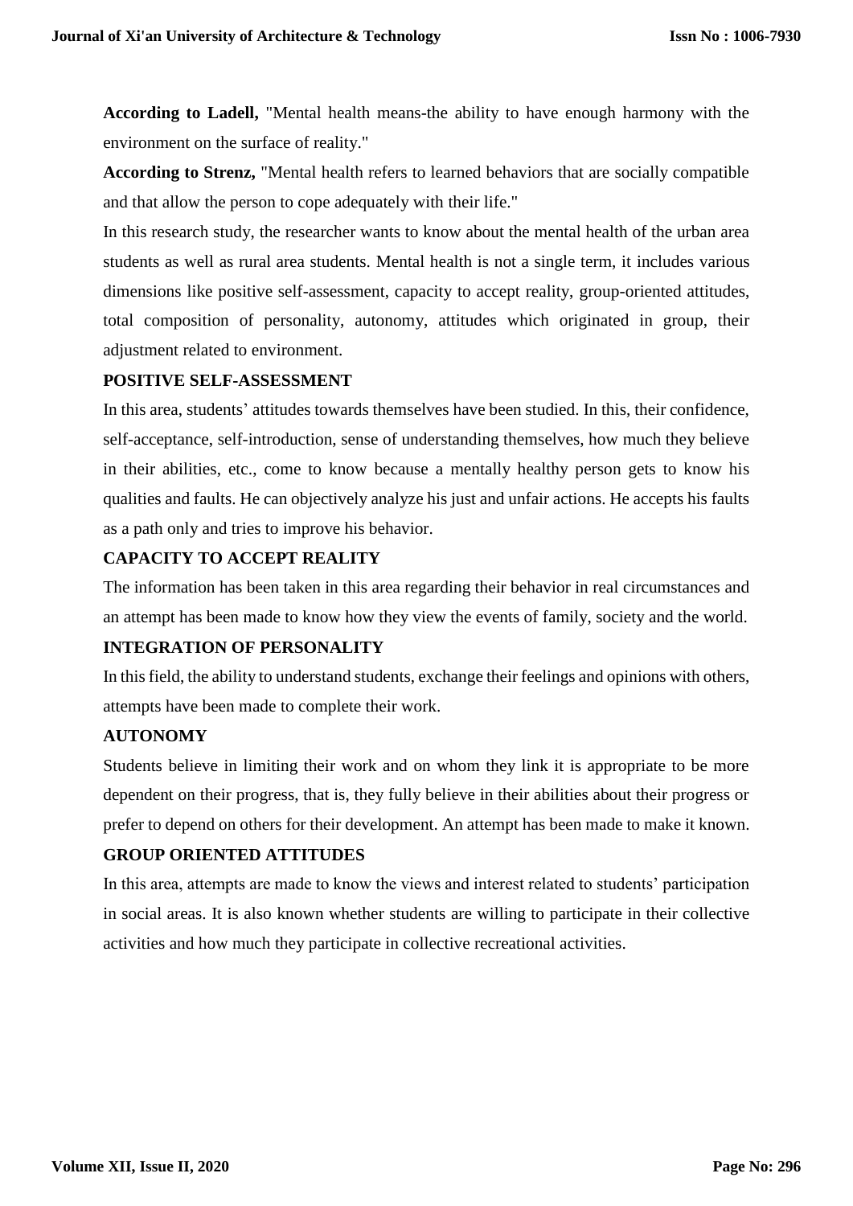**According to Ladell,** "Mental health means-the ability to have enough harmony with the environment on the surface of reality."

**According to Strenz,** "Mental health refers to learned behaviors that are socially compatible and that allow the person to cope adequately with their life."

In this research study, the researcher wants to know about the mental health of the urban area students as well as rural area students. Mental health is not a single term, it includes various dimensions like positive self-assessment, capacity to accept reality, group-oriented attitudes, total composition of personality, autonomy, attitudes which originated in group, their adjustment related to environment.

**POSITIVE SELF-ASSESSMENT**

In this area, students' attitudes towards themselves have been studied. In this, their confidence, self-acceptance, self-introduction, sense of understanding themselves, how much they believe in their abilities, etc., come to know because a mentally healthy person gets to know his qualities and faults. He can objectively analyze his just and unfair actions. He accepts his faults as a path only and tries to improve his behavior.

**CAPACITY TO ACCEPT REALITY**

The information has been taken in this area regarding their behavior in real circumstances and an attempt has been made to know how they view the events of family, society and the world.

**INTEGRATION OF PERSONALITY**

In this field, the ability to understand students, exchange their feelings and opinions with others, attempts have been made to complete their work.

**AUTONOMY**

Students believe in limiting their work and on whom they link it is appropriate to be more dependent on their progress, that is, they fully believe in their abilities about their progress or prefer to depend on others for their development. An attempt has been made to make it known.

**GROUP ORIENTED ATTITUDES**

In this area, attempts are made to know the views and interest related to students' participation in social areas. It is also known whether students are willing to participate in their collective activities and how much they participate in collective recreational activities.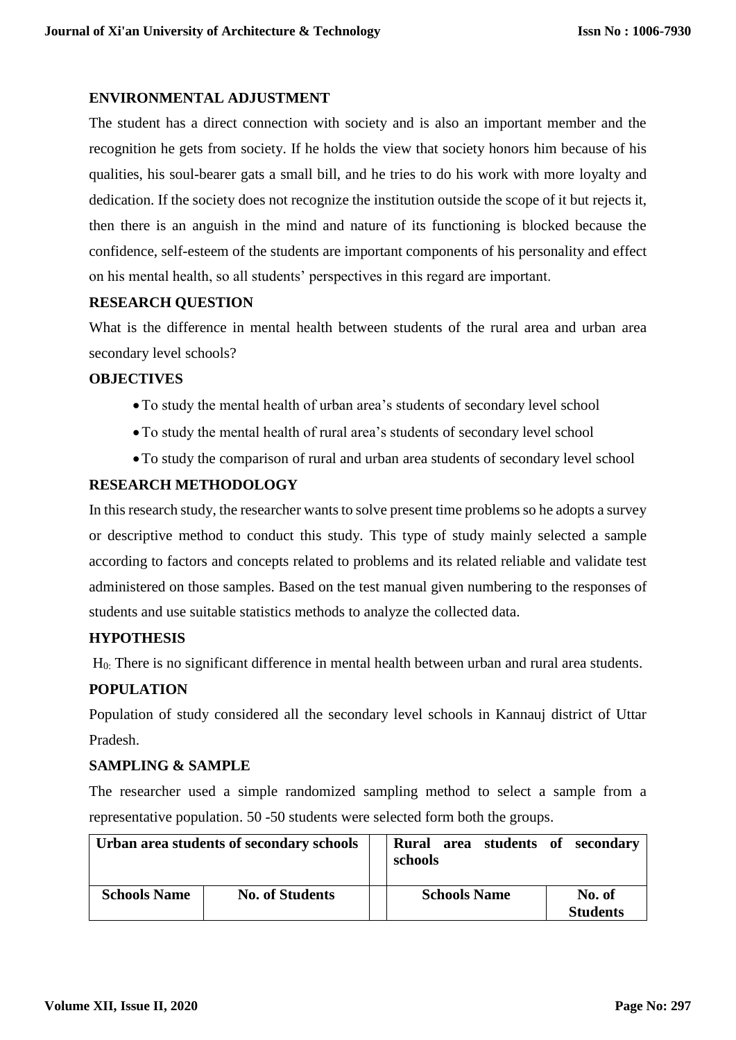## ENVIRONMENTAL ADJUSTMENT

The student has a direct connection with society and is also an important member and the recognition he gets from society. If he holds the view that society honors him because of his qualities, his soul-bearer gats a small bill, and he tries to do his work with more loyalty and dedication. If the society does not recognize the institution outside the scope of it but rejects it, then there is an anguish in the mind and nature of its functioning is blocked because the confidence, self-esteem of the students are important components of his personality and effect on his mental health, so all students' perspectives in this regard are important.

## RESEARCH QUESTION

What is the difference in mental health between students of the rural area and urban area secondary level schools?

## OBJECTIVES

- To study the mental health of urban area's students of secondary level school
- To study the mental health of rural area's students of secondary level school
- To study the comparison of rural and urban area students of secondary level school

## RESEARCH METHODOLOGY

In this research study, the researcher wants to solve present time problems so he adopts a survey or descriptive method to conduct this study. This type of study mainly selected a sample according to factors and concepts related to problems and its related reliable and validate test administered on those samples. Based on the test manual given numbering to the responses of students and use suitable statistics methods to analyze the collected data.

## HYPOTHESIS

$H_0$: There is no significant difference in mental health between urban and rural area students.

## POPULATION

Population of study considered all the secondary level schools in Kannauj district of Uttar Pradesh.

## SAMPLING & SAMPLE

The researcher used a simple randomized sampling method to select a sample from a representative population. 50 -50 students were selected form both the groups.

| Urban area students of secondary schools | | | Rural area students of secondary schools | |
|---|---|---|---|---|
| Schools Name | No. of Students | | Schools Name | No. of Students |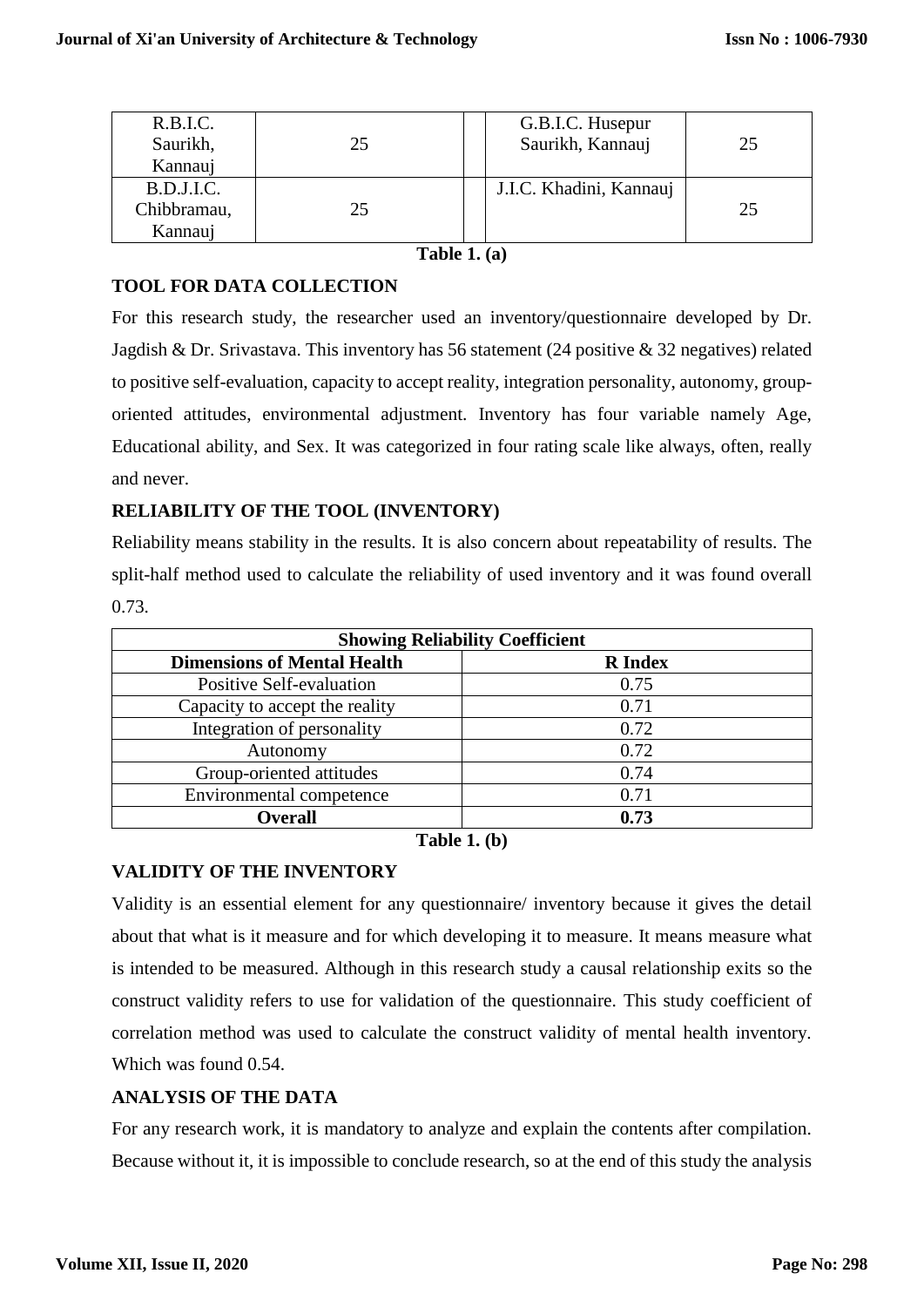| R.B.I.C. Saurikh, Kannauj | 25 | | G.B.I.C. Husepur Saurikh, Kannauj | 25 |
|---|---|---|---|---|
| B.D.J.I.C. Chibbramau, Kannauj | 25 | | J.I.C. Khadini, Kannauj | 25 |

**Table 1. (a)**

### TOOL FOR DATA COLLECTION

For this research study, the researcher used an inventory/questionnaire developed by Dr. Jagdish & Dr. Srivastava. This inventory has 56 statement (24 positive & 32 negatives) related to positive self-evaluation, capacity to accept reality, integration personality, autonomy, group-oriented attitudes, environmental adjustment. Inventory has four variable namely Age, Educational ability, and Sex. It was categorized in four rating scale like always, often, really and never.

### RELIABILITY OF THE TOOL (INVENTORY)

Reliability means stability in the results. It is also concern about repeatability of results. The split-half method used to calculate the reliability of used inventory and it was found overall 0.73.

| **Showing Reliability Coefficient** | |
|---|---|
| **Dimensions of Mental Health** | **R Index** |
| Positive Self-evaluation | 0.75 |
| Capacity to accept the reality | 0.71 |
| Integration of personality | 0.72 |
| Autonomy | 0.72 |
| Group-oriented attitudes | 0.74 |
| Environmental competence | 0.71 |
| **Overall** | **0.73** |

**Table 1. (b)**

### VALIDITY OF THE INVENTORY

Validity is an essential element for any questionnaire/ inventory because it gives the detail about that what is it measure and for which developing it to measure. It means measure what is intended to be measured. Although in this research study a causal relationship exits so the construct validity refers to use for validation of the questionnaire. This study coefficient of correlation method was used to calculate the construct validity of mental health inventory. Which was found 0.54.

### ANALYSIS OF THE DATA

For any research work, it is mandatory to analyze and explain the contents after compilation. Because without it, it is impossible to conclude research, so at the end of this study the analysis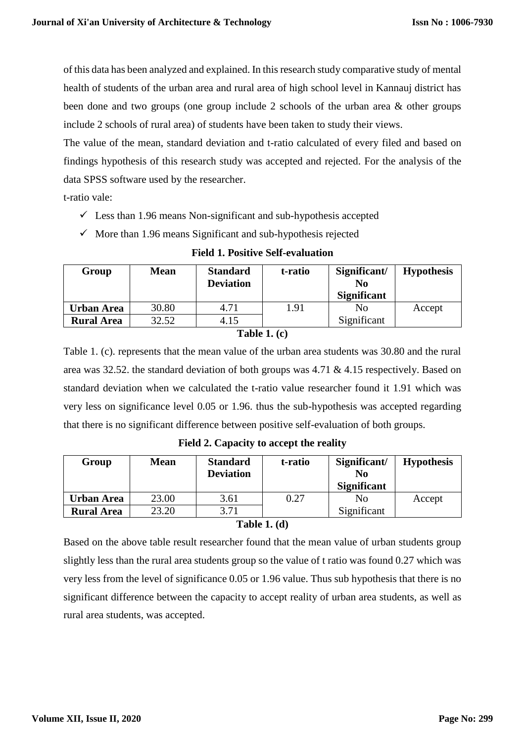of this data has been analyzed and explained. In this research study comparative study of mental health of students of the urban area and rural area of high school level in Kannauj district has been done and two groups (one group include 2 schools of the urban area & other groups include 2 schools of rural area) of students have been taken to study their views.

The value of the mean, standard deviation and t-ratio calculated of every filed and based on findings hypothesis of this research study was accepted and rejected. For the analysis of the data SPSS software used by the researcher.

t-ratio vale:

- ✓ Less than 1.96 means Non-significant and sub-hypothesis accepted
- ✓ More than 1.96 means Significant and sub-hypothesis rejected

**Field 1. Positive Self-evaluation**

| Group | Mean | Standard Deviation | t-ratio | Significant/ No Significant | Hypothesis |
|---|---|---|---|---|---|
| **Urban Area** | 30.80 | 4.71 | 1.91 | No Significant | Accept |
| **Rural Area** | 32.52 | 4.15 | | | |

**Table 1. (c)**

Table 1. (c). represents that the mean value of the urban area students was 30.80 and the rural area was 32.52. the standard deviation of both groups was 4.71 & 4.15 respectively. Based on standard deviation when we calculated the t-ratio value researcher found it 1.91 which was very less on significance level 0.05 or 1.96. thus the sub-hypothesis was accepted regarding that there is no significant difference between positive self-evaluation of both groups.

**Field 2. Capacity to accept the reality**

| Group | Mean | Standard Deviation | t-ratio | Significant/ No Significant | Hypothesis |
|---|---|---|---|---|---|
| **Urban Area** | 23.00 | 3.61 | 0.27 | No Significant | Accept |
| **Rural Area** | 23.20 | 3.71 | | | |

**Table 1. (d)**

Based on the above table result researcher found that the mean value of urban students group slightly less than the rural area students group so the value of t ratio was found 0.27 which was very less from the level of significance 0.05 or 1.96 value. Thus sub hypothesis that there is no significant difference between the capacity to accept reality of urban area students, as well as rural area students, was accepted.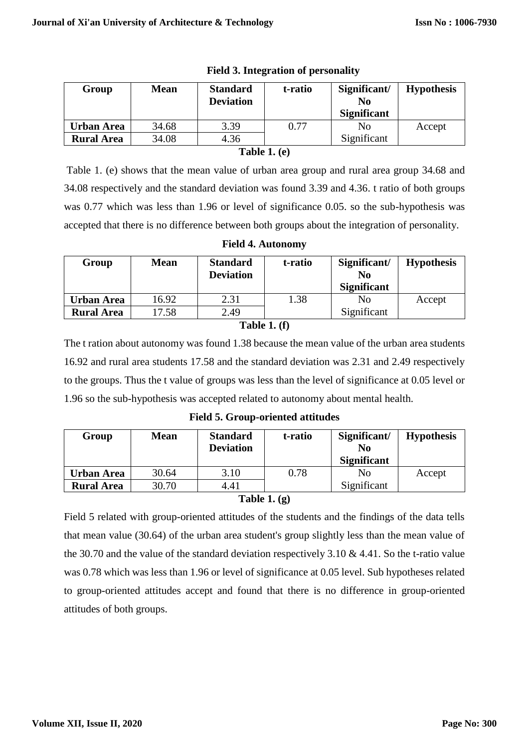**Field 3. Integration of personality**

| Group | Mean | Standard Deviation | t-ratio | Significant/ No Significant | Hypothesis |
|---|---|---|---|---|---|
| Urban Area | 34.68 | 3.39 | 0.77 | No Significant | Accept |
| Rural Area | 34.08 | 4.36 | | | |

**Table 1. (e)**

Table 1. (e) shows that the mean value of urban area group and rural area group 34.68 and 34.08 respectively and the standard deviation was found 3.39 and 4.36. t ratio of both groups was 0.77 which was less than 1.96 or level of significance 0.05. so the sub-hypothesis was accepted that there is no difference between both groups about the integration of personality.

**Field 4. Autonomy**

| Group | Mean | Standard Deviation | t-ratio | Significant/ No Significant | Hypothesis |
|---|---|---|---|---|---|
| Urban Area | 16.92 | 2.31 | 1.38 | No Significant | Accept |
| Rural Area | 17.58 | 2.49 | | | |

**Table 1. (f)**

The t ration about autonomy was found 1.38 because the mean value of the urban area students 16.92 and rural area students 17.58 and the standard deviation was 2.31 and 2.49 respectively to the groups. Thus the t value of groups was less than the level of significance at 0.05 level or 1.96 so the sub-hypothesis was accepted related to autonomy about mental health.

**Field 5. Group-oriented attitudes**

| Group | Mean | Standard Deviation | t-ratio | Significant/ No Significant | Hypothesis |
|---|---|---|---|---|---|
| Urban Area | 30.64 | 3.10 | 0.78 | No Significant | Accept |
| Rural Area | 30.70 | 4.41 | | | |

**Table 1. (g)**

Field 5 related with group-oriented attitudes of the students and the findings of the data tells that mean value (30.64) of the urban area student's group slightly less than the mean value of the 30.70 and the value of the standard deviation respectively 3.10 & 4.41. So the t-ratio value was 0.78 which was less than 1.96 or level of significance at 0.05 level. Sub hypotheses related to group-oriented attitudes accept and found that there is no difference in group-oriented attitudes of both groups.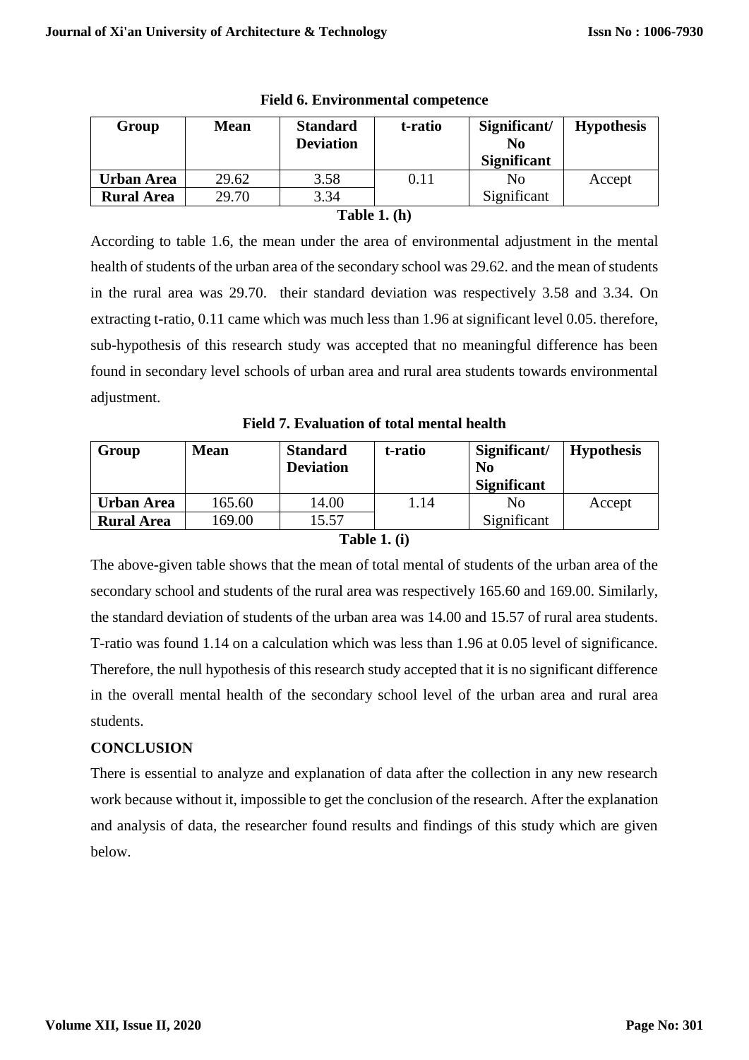**Field 6. Environmental competence**

| Group | Mean | Standard Deviation | t-ratio | Significant/ No Significant | Hypothesis |
|---|---|---|---|---|---|
| **Urban Area** | 29.62 | 3.58 | 0.11 | No Significant | Accept |
| **Rural Area** | 29.70 | 3.34 | | | |

**Table 1. (h)**

According to table 1.6, the mean under the area of environmental adjustment in the mental health of students of the urban area of the secondary school was 29.62. and the mean of students in the rural area was 29.70. their standard deviation was respectively 3.58 and 3.34. On extracting t-ratio, 0.11 came which was much less than 1.96 at significant level 0.05. therefore, sub-hypothesis of this research study was accepted that no meaningful difference has been found in secondary level schools of urban area and rural area students towards environmental adjustment.

**Field 7. Evaluation of total mental health**

| Group | Mean | Standard Deviation | t-ratio | Significant/ No Significant | Hypothesis |
|---|---|---|---|---|---|
| **Urban Area** | 165.60 | 14.00 | 1.14 | No Significant | Accept |
| **Rural Area** | 169.00 | 15.57 | | | |

**Table 1. (i)**

The above-given table shows that the mean of total mental of students of the urban area of the secondary school and students of the rural area was respectively 165.60 and 169.00. Similarly, the standard deviation of students of the urban area was 14.00 and 15.57 of rural area students. T-ratio was found 1.14 on a calculation which was less than 1.96 at 0.05 level of significance. Therefore, the null hypothesis of this research study accepted that it is no significant difference in the overall mental health of the secondary school level of the urban area and rural area students.

## CONCLUSION

There is essential to analyze and explanation of data after the collection in any new research work because without it, impossible to get the conclusion of the research. After the explanation and analysis of data, the researcher found results and findings of this study which are given below.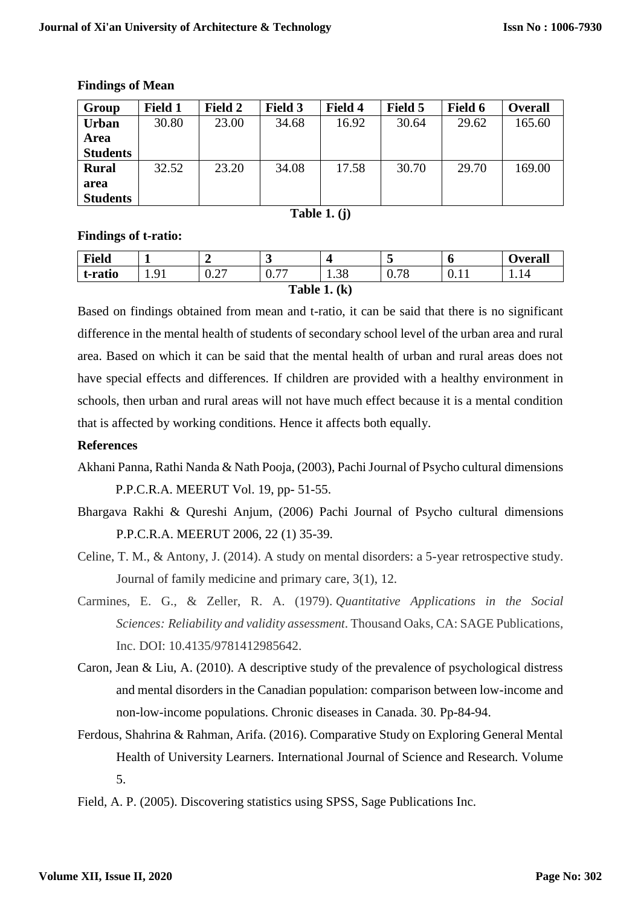**Findings of Mean**

| Group | Field 1 | Field 2 | Field 3 | Field 4 | Field 5 | Field 6 | Overall |
|---|---|---|---|---|---|---|---|
| **Urban Area Students** | 30.80 | 23.00 | 34.68 | 16.92 | 30.64 | 29.62 | 165.60 |
| **Rural area Students** | 32.52 | 23.20 | 34.08 | 17.58 | 30.70 | 29.70 | 169.00 |

**Table 1. (j)**

**Findings of t-ratio:**

| Field | 1 | 2 | 3 | 4 | 5 | 6 | Overall |
|---|---|---|---|---|---|---|---|
| t-ratio | 1.91 | 0.27 | 0.77 | 1.38 | 0.78 | 0.11 | 1.14 |

**Table 1. (k)**

Based on findings obtained from mean and t-ratio, it can be said that there is no significant difference in the mental health of students of secondary school level of the urban area and rural area. Based on which it can be said that the mental health of urban and rural areas does not have special effects and differences. If children are provided with a healthy environment in schools, then urban and rural areas will not have much effect because it is a mental condition that is affected by working conditions. Hence it affects both equally.

**References**

Akhani Panna, Rathi Nanda & Nath Pooja, (2003), Pachi Journal of Psycho cultural dimensions P.P.C.R.A. MEERUT Vol. 19, pp- 51-55.

Bhargava Rakhi & Qureshi Anjum, (2006) Pachi Journal of Psycho cultural dimensions P.P.C.R.A. MEERUT 2006, 22 (1) 35-39.

Celine, T. M., & Antony, J. (2014). A study on mental disorders: a 5-year retrospective study. Journal of family medicine and primary care, 3(1), 12.

Carmines, E. G., & Zeller, R. A. (1979). *Quantitative Applications in the Social Sciences: Reliability and validity assessment*. Thousand Oaks, CA: SAGE Publications, Inc. DOI: 10.4135/9781412985642.

Caron, Jean & Liu, A. (2010). A descriptive study of the prevalence of psychological distress and mental disorders in the Canadian population: comparison between low-income and non-low-income populations. Chronic diseases in Canada. 30. Pp-84-94.

Ferdous, Shahrina & Rahman, Arifa. (2016). Comparative Study on Exploring General Mental Health of University Learners. International Journal of Science and Research. Volume 5.

Field, A. P. (2005). Discovering statistics using SPSS, Sage Publications Inc.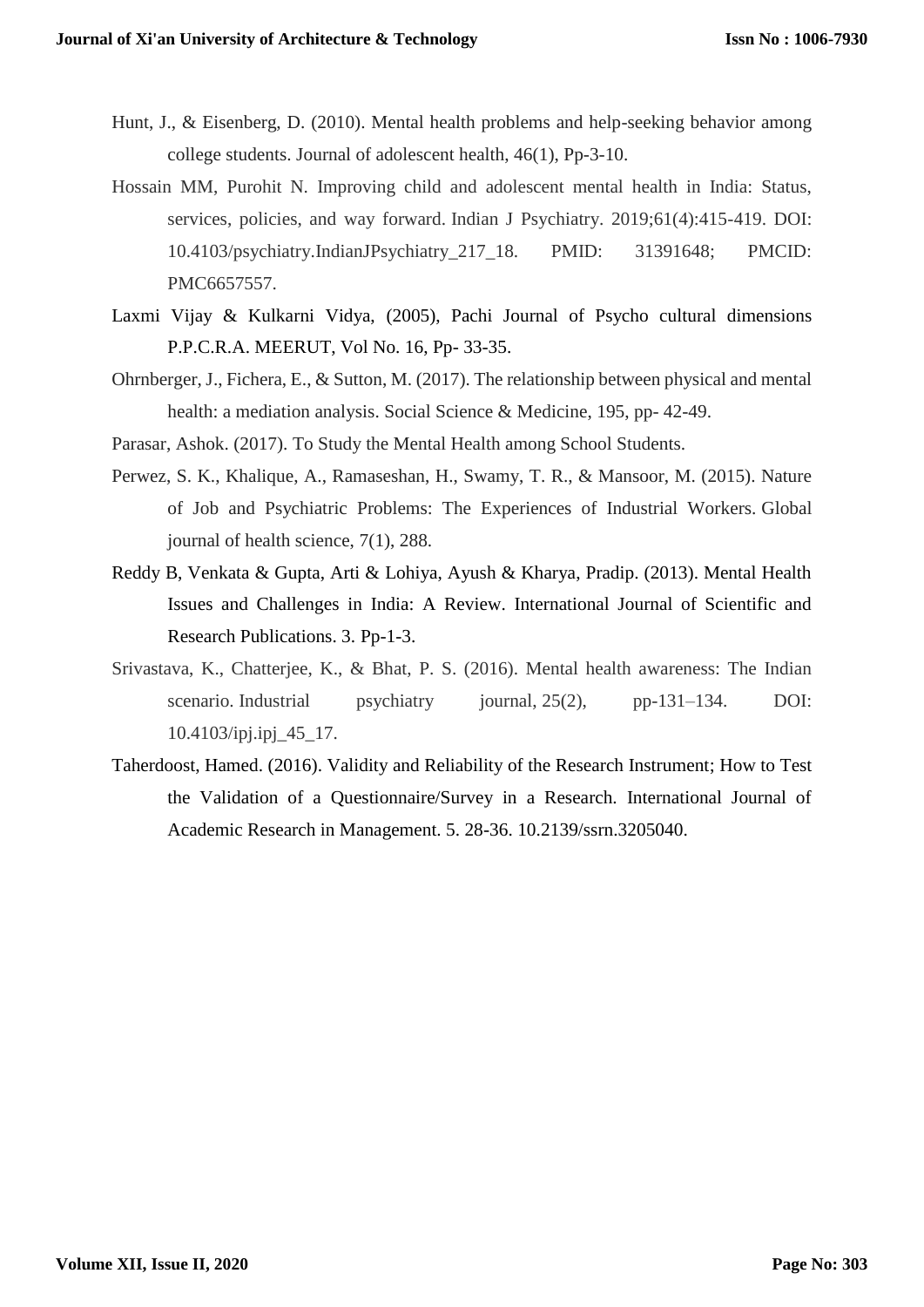Hunt, J., & Eisenberg, D. (2010). Mental health problems and help-seeking behavior among college students. Journal of adolescent health, 46(1), Pp-3-10.

Hossain MM, Purohit N. Improving child and adolescent mental health in India: Status, services, policies, and way forward. Indian J Psychiatry. 2019;61(4):415-419. DOI: 10.4103/psychiatry.IndianJPsychiatry_217_18. PMID: 31391648; PMCID: PMC6657557.

Laxmi Vijay & Kulkarni Vidya, (2005), Pachi Journal of Psycho cultural dimensions P.P.C.R.A. MEERUT, Vol No. 16, Pp- 33-35.

Ohrnberger, J., Fichera, E., & Sutton, M. (2017). The relationship between physical and mental health: a mediation analysis. Social Science & Medicine, 195, pp- 42-49.

Parasar, Ashok. (2017). To Study the Mental Health among School Students.

Perwez, S. K., Khalique, A., Ramaseshan, H., Swamy, T. R., & Mansoor, M. (2015). Nature of Job and Psychiatric Problems: The Experiences of Industrial Workers. Global journal of health science, 7(1), 288.

Reddy B, Venkata & Gupta, Arti & Lohiya, Ayush & Kharya, Pradip. (2013). Mental Health Issues and Challenges in India: A Review. International Journal of Scientific and Research Publications. 3. Pp-1-3.

Srivastava, K., Chatterjee, K., & Bhat, P. S. (2016). Mental health awareness: The Indian scenario. Industrial psychiatry journal, 25(2), pp-131–134. DOI: 10.4103/ipj.ipj_45_17.

Taherdoost, Hamed. (2016). Validity and Reliability of the Research Instrument; How to Test the Validation of a Questionnaire/Survey in a Research. International Journal of Academic Research in Management. 5. 28-36. 10.2139/ssrn.3205040.